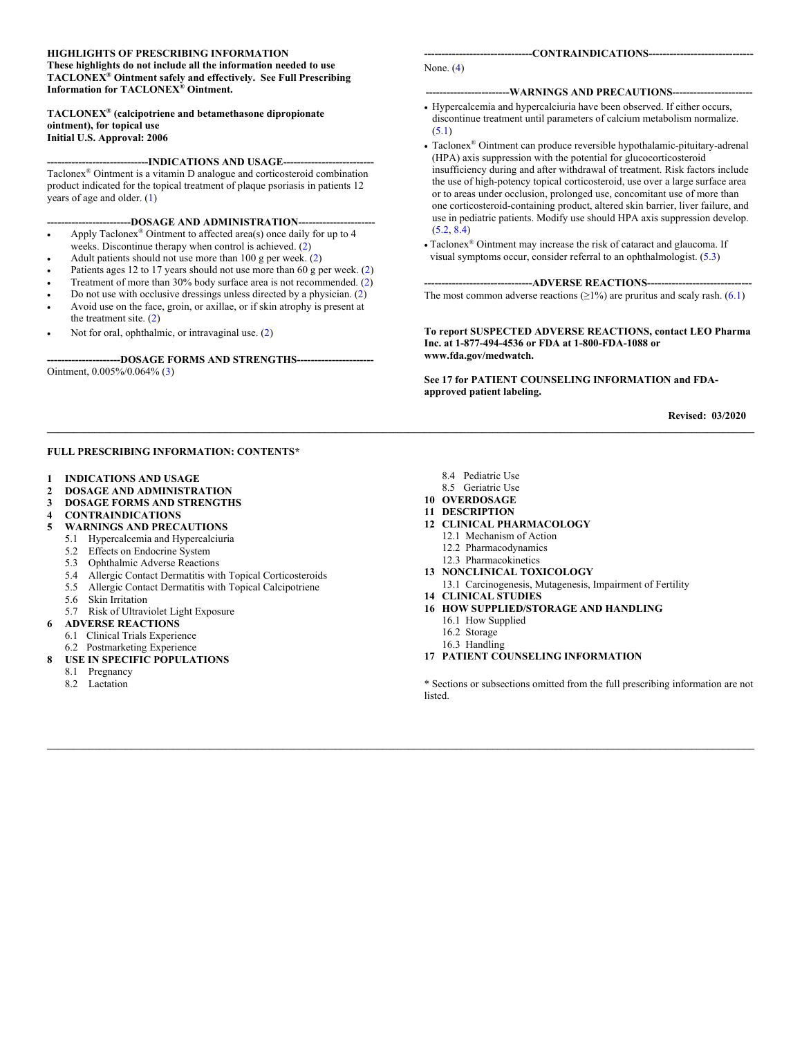**HIGHLIGHTS OF PRESCRIBING INFORMATION**
**These highlights do not include all the information needed to use TACLONEX® Ointment safely and effectively. See Full Prescribing Information for TACLONEX® Ointment.**

**TACLONEX® (calcipotriene and betamethasone dipropionate ointment), for topical use**
**Initial U.S. Approval: 2006**

**----------------------------INDICATIONS AND USAGE--------------------------**

Taclonex® Ointment is a vitamin D analogue and corticosteroid combination product indicated for the topical treatment of plaque psoriasis in patients 12 years of age and older. (1)

**-----------------------DOSAGE AND ADMINISTRATION----------------------**

- Apply Taclonex® Ointment to affected area(s) once daily for up to 4 weeks. Discontinue therapy when control is achieved. (2)
- Adult patients should not use more than 100 g per week. (2)
- Patients ages 12 to 17 years should not use more than 60 g per week. (2)
- Treatment of more than 30% body surface area is not recommended. (2)
- Do not use with occlusive dressings unless directed by a physician. (2)
- Avoid use on the face, groin, or axillae, or if skin atrophy is present at the treatment site. (2)
- Not for oral, ophthalmic, or intravaginal use. (2)

**---------------------DOSAGE FORMS AND STRENGTHS----------------------**

Ointment, 0.005%/0.064% (3)

**-------------------------------CONTRAINDICATIONS-----------------------------**

None. (4)

**-----------------------WARNINGS AND PRECAUTIONS-----------------------**

- Hypercalcemia and hypercalciuria have been observed. If either occurs, discontinue treatment until parameters of calcium metabolism normalize. (5.1)
- Taclonex® Ointment can produce reversible hypothalamic-pituitary-adrenal (HPA) axis suppression with the potential for glucocorticosteroid insufficiency during and after withdrawal of treatment. Risk factors include the use of high-potency topical corticosteroid, use over a large surface area or to areas under occlusion, prolonged use, concomitant use of more than one corticosteroid-containing product, altered skin barrier, liver failure, and use in pediatric patients. Modify use should HPA axis suppression develop. (5.2, 8.4)
- Taclonex® Ointment may increase the risk of cataract and glaucoma. If visual symptoms occur, consider referral to an ophthalmologist. (5.3)

**-------------------------------ADVERSE REACTIONS------------------------------**

The most common adverse reactions (≥1%) are pruritus and scaly rash. (6.1)

**To report SUSPECTED ADVERSE REACTIONS, contact LEO Pharma Inc. at 1-877-494-4536 or FDA at 1-800-FDA-1088 or www.fda.gov/medwatch.**

**See 17 for PATIENT COUNSELING INFORMATION and FDA-approved patient labeling.**

**Revised: 03/2020**

---

**FULL PRESCRIBING INFORMATION: CONTENTS***

**1 INDICATIONS AND USAGE**
**2 DOSAGE AND ADMINISTRATION**
**3 DOSAGE FORMS AND STRENGTHS**
**4 CONTRAINDICATIONS**
**5 WARNINGS AND PRECAUTIONS**
- 5.1 Hypercalcemia and Hypercalciuria
- 5.2 Effects on Endocrine System
- 5.3 Ophthalmic Adverse Reactions
- 5.4 Allergic Contact Dermatitis with Topical Corticosteroids
- 5.5 Allergic Contact Dermatitis with Topical Calcipotriene
- 5.6 Skin Irritation
- 5.7 Risk of Ultraviolet Light Exposure

**6 ADVERSE REACTIONS**
- 6.1 Clinical Trials Experience
- 6.2 Postmarketing Experience

**8 USE IN SPECIFIC POPULATIONS**
- 8.1 Pregnancy
- 8.2 Lactation
- 8.4 Pediatric Use
- 8.5 Geriatric Use

**10 OVERDOSAGE**
**11 DESCRIPTION**
**12 CLINICAL PHARMACOLOGY**
- 12.1 Mechanism of Action
- 12.2 Pharmacodynamics
- 12.3 Pharmacokinetics

**13 NONCLINICAL TOXICOLOGY**
- 13.1 Carcinogenesis, Mutagenesis, Impairment of Fertility

**14 CLINICAL STUDIES**
**16 HOW SUPPLIED/STORAGE AND HANDLING**
- 16.1 How Supplied
- 16.2 Storage
- 16.3 Handling

**17 PATIENT COUNSELING INFORMATION**

* Sections or subsections omitted from the full prescribing information are not listed.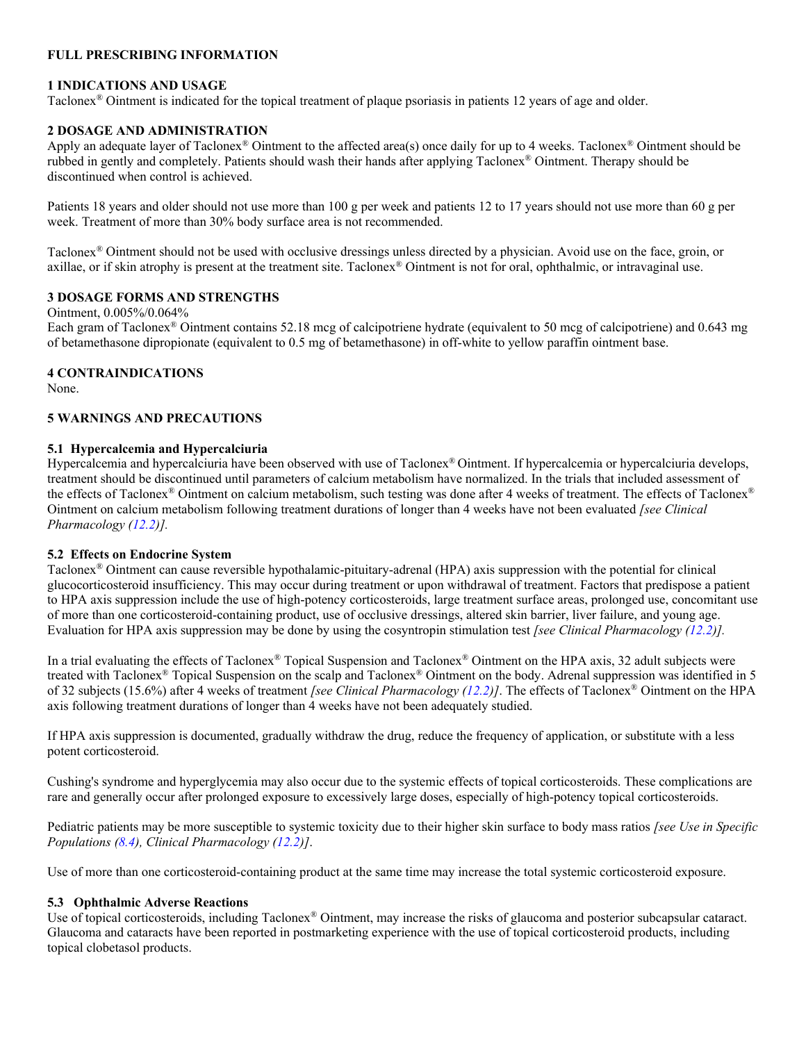# FULL PRESCRIBING INFORMATION

## 1 INDICATIONS AND USAGE

Taclonex® Ointment is indicated for the topical treatment of plaque psoriasis in patients 12 years of age and older.

## 2 DOSAGE AND ADMINISTRATION

Apply an adequate layer of Taclonex® Ointment to the affected area(s) once daily for up to 4 weeks. Taclonex® Ointment should be rubbed in gently and completely. Patients should wash their hands after applying Taclonex® Ointment. Therapy should be discontinued when control is achieved.

Patients 18 years and older should not use more than 100 g per week and patients 12 to 17 years should not use more than 60 g per week. Treatment of more than 30% body surface area is not recommended.

Taclonex® Ointment should not be used with occlusive dressings unless directed by a physician. Avoid use on the face, groin, or axillae, or if skin atrophy is present at the treatment site. Taclonex® Ointment is not for oral, ophthalmic, or intravaginal use.

## 3 DOSAGE FORMS AND STRENGTHS

Ointment, 0.005%/0.064%

Each gram of Taclonex® Ointment contains 52.18 mcg of calcipotriene hydrate (equivalent to 50 mcg of calcipotriene) and 0.643 mg of betamethasone dipropionate (equivalent to 0.5 mg of betamethasone) in off-white to yellow paraffin ointment base.

## 4 CONTRAINDICATIONS

None.

## 5 WARNINGS AND PRECAUTIONS

### 5.1 Hypercalcemia and Hypercalciuria

Hypercalcemia and hypercalciuria have been observed with use of Taclonex® Ointment. If hypercalcemia or hypercalciuria develops, treatment should be discontinued until parameters of calcium metabolism have normalized. In the trials that included assessment of the effects of Taclonex® Ointment on calcium metabolism, such testing was done after 4 weeks of treatment. The effects of Taclonex® Ointment on calcium metabolism following treatment durations of longer than 4 weeks have not been evaluated *[see Clinical Pharmacology (12.2)].*

### 5.2 Effects on Endocrine System

Taclonex® Ointment can cause reversible hypothalamic-pituitary-adrenal (HPA) axis suppression with the potential for clinical glucocorticosteroid insufficiency. This may occur during treatment or upon withdrawal of treatment. Factors that predispose a patient to HPA axis suppression include the use of high-potency corticosteroids, large treatment surface areas, prolonged use, concomitant use of more than one corticosteroid-containing product, use of occlusive dressings, altered skin barrier, liver failure, and young age. Evaluation for HPA axis suppression may be done by using the cosyntropin stimulation test *[see Clinical Pharmacology (12.2)].*

In a trial evaluating the effects of Taclonex® Topical Suspension and Taclonex® Ointment on the HPA axis, 32 adult subjects were treated with Taclonex® Topical Suspension on the scalp and Taclonex® Ointment on the body. Adrenal suppression was identified in 5 of 32 subjects (15.6%) after 4 weeks of treatment *[see Clinical Pharmacology (12.2)]*. The effects of Taclonex® Ointment on the HPA axis following treatment durations of longer than 4 weeks have not been adequately studied.

If HPA axis suppression is documented, gradually withdraw the drug, reduce the frequency of application, or substitute with a less potent corticosteroid.

Cushing's syndrome and hyperglycemia may also occur due to the systemic effects of topical corticosteroids. These complications are rare and generally occur after prolonged exposure to excessively large doses, especially of high-potency topical corticosteroids.

Pediatric patients may be more susceptible to systemic toxicity due to their higher skin surface to body mass ratios *[see Use in Specific Populations (8.4), Clinical Pharmacology (12.2)]*.

Use of more than one corticosteroid-containing product at the same time may increase the total systemic corticosteroid exposure.

### 5.3 Ophthalmic Adverse Reactions

Use of topical corticosteroids, including Taclonex® Ointment, may increase the risks of glaucoma and posterior subcapsular cataract. Glaucoma and cataracts have been reported in postmarketing experience with the use of topical corticosteroid products, including topical clobetasol products.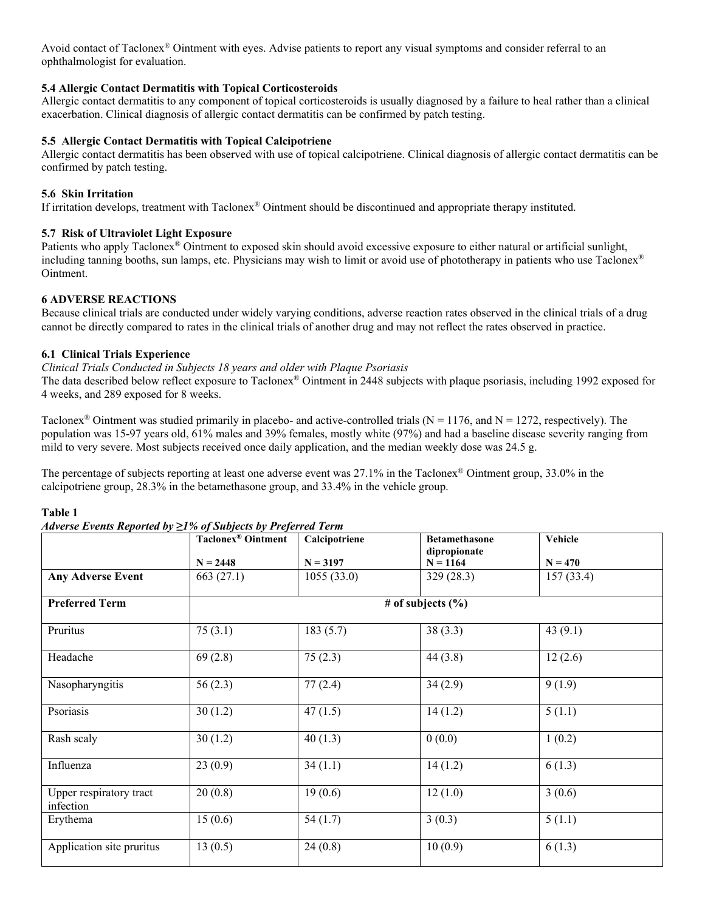Avoid contact of Taclonex® Ointment with eyes. Advise patients to report any visual symptoms and consider referral to an ophthalmologist for evaluation.

### 5.4 Allergic Contact Dermatitis with Topical Corticosteroids

Allergic contact dermatitis to any component of topical corticosteroids is usually diagnosed by a failure to heal rather than a clinical exacerbation. Clinical diagnosis of allergic contact dermatitis can be confirmed by patch testing.

### 5.5 Allergic Contact Dermatitis with Topical Calcipotriene

Allergic contact dermatitis has been observed with use of topical calcipotriene. Clinical diagnosis of allergic contact dermatitis can be confirmed by patch testing.

### 5.6 Skin Irritation

If irritation develops, treatment with Taclonex® Ointment should be discontinued and appropriate therapy instituted.

### 5.7 Risk of Ultraviolet Light Exposure

Patients who apply Taclonex® Ointment to exposed skin should avoid excessive exposure to either natural or artificial sunlight, including tanning booths, sun lamps, etc. Physicians may wish to limit or avoid use of phototherapy in patients who use Taclonex® Ointment.

## 6 ADVERSE REACTIONS

Because clinical trials are conducted under widely varying conditions, adverse reaction rates observed in the clinical trials of a drug cannot be directly compared to rates in the clinical trials of another drug and may not reflect the rates observed in practice.

### 6.1 Clinical Trials Experience

*Clinical Trials Conducted in Subjects 18 years and older with Plaque Psoriasis*

The data described below reflect exposure to Taclonex® Ointment in 2448 subjects with plaque psoriasis, including 1992 exposed for 4 weeks, and 289 exposed for 8 weeks.

Taclonex® Ointment was studied primarily in placebo- and active-controlled trials (N = 1176, and N = 1272, respectively). The population was 15-97 years old, 61% males and 39% females, mostly white (97%) and had a baseline disease severity ranging from mild to very severe. Most subjects received once daily application, and the median weekly dose was 24.5 g.

The percentage of subjects reporting at least one adverse event was 27.1% in the Taclonex® Ointment group, 33.0% in the calcipotriene group, 28.3% in the betamethasone group, and 33.4% in the vehicle group.

**Table 1**

***Adverse Events Reported by ≥1% of Subjects by Preferred Term***

| | **Taclonex® Ointment N = 2448** | **Calcipotriene N = 3197** | **Betamethasone dipropionate N = 1164** | **Vehicle N = 470** |
|---|---|---|---|---|
| **Any Adverse Event** | 663 (27.1) | 1055 (33.0) | 329 (28.3) | 157 (33.4) |
| **Preferred Term** | **# of subjects (%)** | | | |
| Pruritus | 75 (3.1) | 183 (5.7) | 38 (3.3) | 43 (9.1) |
| Headache | 69 (2.8) | 75 (2.3) | 44 (3.8) | 12 (2.6) |
| Nasopharyngitis | 56 (2.3) | 77 (2.4) | 34 (2.9) | 9 (1.9) |
| Psoriasis | 30 (1.2) | 47 (1.5) | 14 (1.2) | 5 (1.1) |
| Rash scaly | 30 (1.2) | 40 (1.3) | 0 (0.0) | 1 (0.2) |
| Influenza | 23 (0.9) | 34 (1.1) | 14 (1.2) | 6 (1.3) |
| Upper respiratory tract infection | 20 (0.8) | 19 (0.6) | 12 (1.0) | 3 (0.6) |
| Erythema | 15 (0.6) | 54 (1.7) | 3 (0.3) | 5 (1.1) |
| Application site pruritus | 13 (0.5) | 24 (0.8) | 10 (0.9) | 6 (1.3) |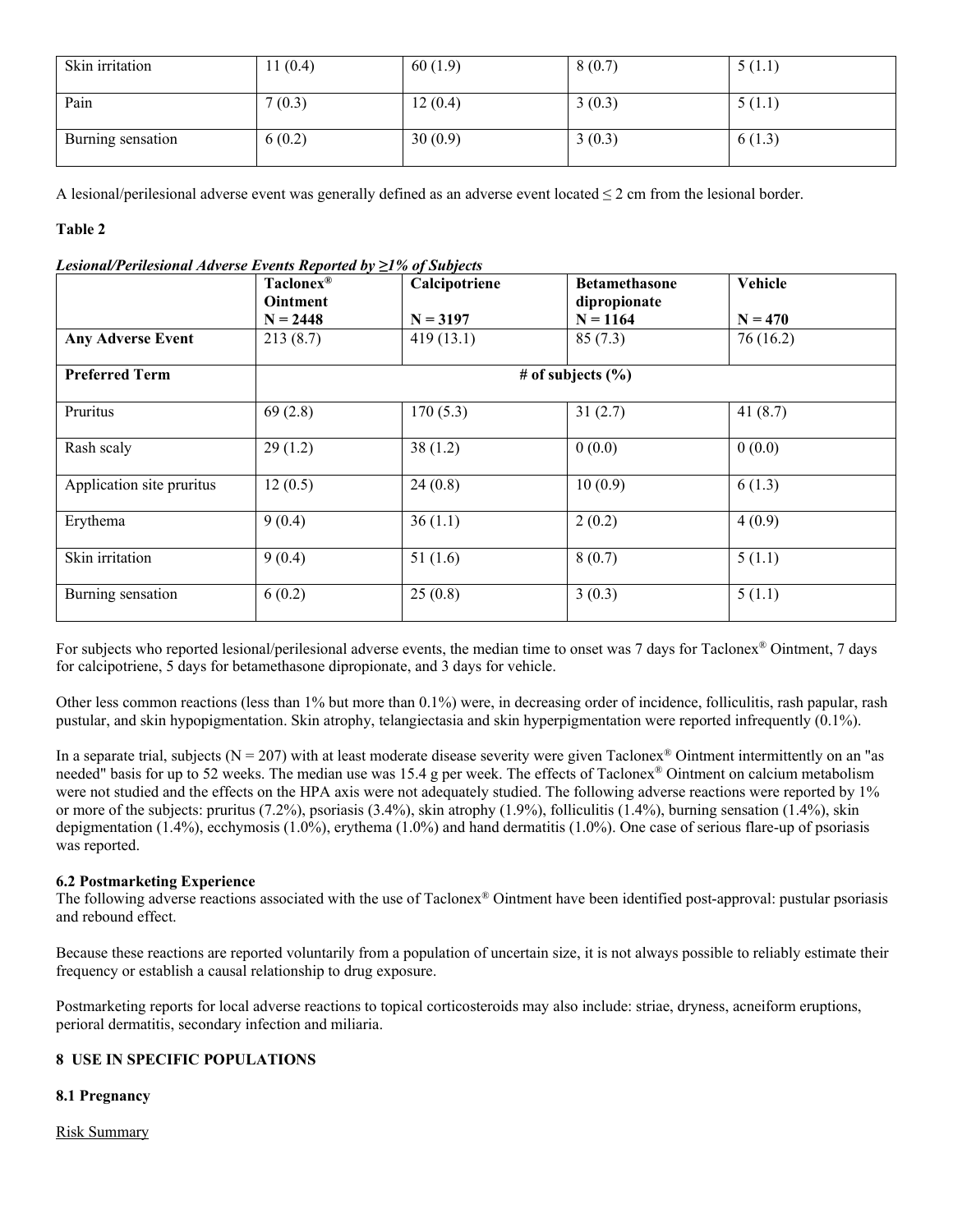| Skin irritation | 11 (0.4) | 60 (1.9) | 8 (0.7) | 5 (1.1) |
|---|---|---|---|---|
| Pain | 7 (0.3) | 12 (0.4) | 3 (0.3) | 5 (1.1) |
| Burning sensation | 6 (0.2) | 30 (0.9) | 3 (0.3) | 6 (1.3) |

A lesional/perilesional adverse event was generally defined as an adverse event located ≤ 2 cm from the lesional border.

**Table 2**

***Lesional/Perilesional Adverse Events Reported by ≥1% of Subjects***

| | **Taclonex® Ointment N = 2448** | **Calcipotriene N = 3197** | **Betamethasone dipropionate N = 1164** | **Vehicle N = 470** |
|---|---|---|---|---|
| **Any Adverse Event** | 213 (8.7) | 419 (13.1) | 85 (7.3) | 76 (16.2) |
| **Preferred Term** | **# of subjects (%)** | | | |
| Pruritus | 69 (2.8) | 170 (5.3) | 31 (2.7) | 41 (8.7) |
| Rash scaly | 29 (1.2) | 38 (1.2) | 0 (0.0) | 0 (0.0) |
| Application site pruritus | 12 (0.5) | 24 (0.8) | 10 (0.9) | 6 (1.3) |
| Erythema | 9 (0.4) | 36 (1.1) | 2 (0.2) | 4 (0.9) |
| Skin irritation | 9 (0.4) | 51 (1.6) | 8 (0.7) | 5 (1.1) |
| Burning sensation | 6 (0.2) | 25 (0.8) | 3 (0.3) | 5 (1.1) |

For subjects who reported lesional/perilesional adverse events, the median time to onset was 7 days for Taclonex® Ointment, 7 days for calcipotriene, 5 days for betamethasone dipropionate, and 3 days for vehicle.

Other less common reactions (less than 1% but more than 0.1%) were, in decreasing order of incidence, folliculitis, rash papular, rash pustular, and skin hypopigmentation. Skin atrophy, telangiectasia and skin hyperpigmentation were reported infrequently (0.1%).

In a separate trial, subjects (N = 207) with at least moderate disease severity were given Taclonex® Ointment intermittently on an "as needed" basis for up to 52 weeks. The median use was 15.4 g per week. The effects of Taclonex® Ointment on calcium metabolism were not studied and the effects on the HPA axis were not adequately studied. The following adverse reactions were reported by 1% or more of the subjects: pruritus (7.2%), psoriasis (3.4%), skin atrophy (1.9%), folliculitis (1.4%), burning sensation (1.4%), skin depigmentation (1.4%), ecchymosis (1.0%), erythema (1.0%) and hand dermatitis (1.0%). One case of serious flare-up of psoriasis was reported.

### 6.2 Postmarketing Experience

The following adverse reactions associated with the use of Taclonex® Ointment have been identified post-approval: pustular psoriasis and rebound effect.

Because these reactions are reported voluntarily from a population of uncertain size, it is not always possible to reliably estimate their frequency or establish a causal relationship to drug exposure.

Postmarketing reports for local adverse reactions to topical corticosteroids may also include: striae, dryness, acneiform eruptions, perioral dermatitis, secondary infection and miliaria.

## 8 USE IN SPECIFIC POPULATIONS

### 8.1 Pregnancy

Risk Summary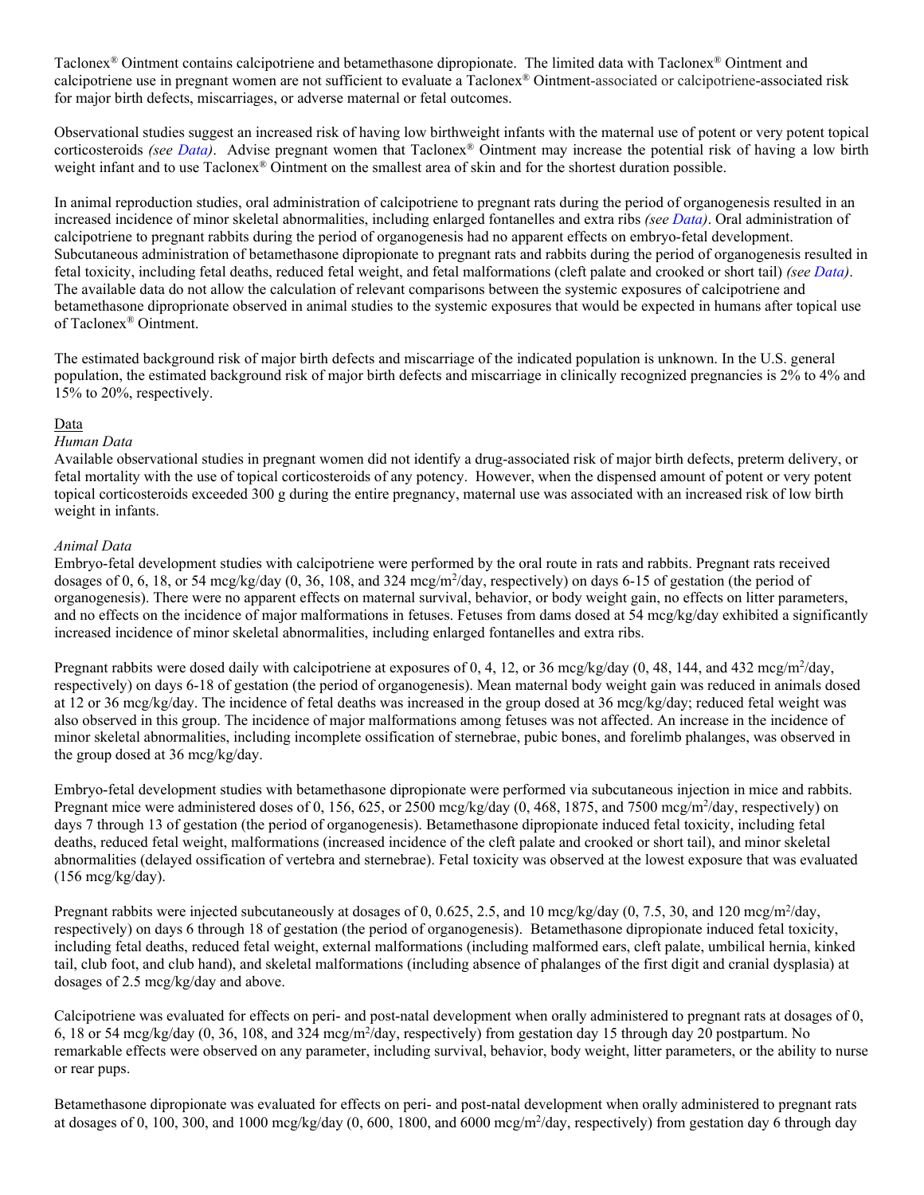Taclonex® Ointment contains calcipotriene and betamethasone dipropionate. The limited data with Taclonex® Ointment and calcipotriene use in pregnant women are not sufficient to evaluate a Taclonex® Ointment-associated or calcipotriene-associated risk for major birth defects, miscarriages, or adverse maternal or fetal outcomes.

Observational studies suggest an increased risk of having low birthweight infants with the maternal use of potent or very potent topical corticosteroids *(see Data)*. Advise pregnant women that Taclonex® Ointment may increase the potential risk of having a low birth weight infant and to use Taclonex® Ointment on the smallest area of skin and for the shortest duration possible.

In animal reproduction studies, oral administration of calcipotriene to pregnant rats during the period of organogenesis resulted in an increased incidence of minor skeletal abnormalities, including enlarged fontanelles and extra ribs *(see Data)*. Oral administration of calcipotriene to pregnant rabbits during the period of organogenesis had no apparent effects on embryo-fetal development. Subcutaneous administration of betamethasone dipropionate to pregnant rats and rabbits during the period of organogenesis resulted in fetal toxicity, including fetal deaths, reduced fetal weight, and fetal malformations (cleft palate and crooked or short tail) *(see Data)*. The available data do not allow the calculation of relevant comparisons between the systemic exposures of calcipotriene and betamethasone dipropionate observed in animal studies to the systemic exposures that would be expected in humans after topical use of Taclonex® Ointment.

The estimated background risk of major birth defects and miscarriage of the indicated population is unknown. In the U.S. general population, the estimated background risk of major birth defects and miscarriage in clinically recognized pregnancies is 2% to 4% and 15% to 20%, respectively.

Data

*Human Data*

Available observational studies in pregnant women did not identify a drug-associated risk of major birth defects, preterm delivery, or fetal mortality with the use of topical corticosteroids of any potency. However, when the dispensed amount of potent or very potent topical corticosteroids exceeded 300 g during the entire pregnancy, maternal use was associated with an increased risk of low birth weight in infants.

*Animal Data*

Embryo-fetal development studies with calcipotriene were performed by the oral route in rats and rabbits. Pregnant rats received dosages of 0, 6, 18, or 54 mcg/kg/day (0, 36, 108, and 324 mcg/m$^2$/day, respectively) on days 6-15 of gestation (the period of organogenesis). There were no apparent effects on maternal survival, behavior, or body weight gain, no effects on litter parameters, and no effects on the incidence of major malformations in fetuses. Fetuses from dams dosed at 54 mcg/kg/day exhibited a significantly increased incidence of minor skeletal abnormalities, including enlarged fontanelles and extra ribs.

Pregnant rabbits were dosed daily with calcipotriene at exposures of 0, 4, 12, or 36 mcg/kg/day (0, 48, 144, and 432 mcg/m$^2$/day, respectively) on days 6-18 of gestation (the period of organogenesis). Mean maternal body weight gain was reduced in animals dosed at 12 or 36 mcg/kg/day. The incidence of fetal deaths was increased in the group dosed at 36 mcg/kg/day; reduced fetal weight was also observed in this group. The incidence of major malformations among fetuses was not affected. An increase in the incidence of minor skeletal abnormalities, including incomplete ossification of sternebrae, pubic bones, and forelimb phalanges, was observed in the group dosed at 36 mcg/kg/day.

Embryo-fetal development studies with betamethasone dipropionate were performed via subcutaneous injection in mice and rabbits. Pregnant mice were administered doses of 0, 156, 625, or 2500 mcg/kg/day (0, 468, 1875, and 7500 mcg/m$^2$/day, respectively) on days 7 through 13 of gestation (the period of organogenesis). Betamethasone dipropionate induced fetal toxicity, including fetal deaths, reduced fetal weight, malformations (increased incidence of the cleft palate and crooked or short tail), and minor skeletal abnormalities (delayed ossification of vertebra and sternebrae). Fetal toxicity was observed at the lowest exposure that was evaluated (156 mcg/kg/day).

Pregnant rabbits were injected subcutaneously at dosages of 0, 0.625, 2.5, and 10 mcg/kg/day (0, 7.5, 30, and 120 mcg/m$^2$/day, respectively) on days 6 through 18 of gestation (the period of organogenesis). Betamethasone dipropionate induced fetal toxicity, including fetal deaths, reduced fetal weight, external malformations (including malformed ears, cleft palate, umbilical hernia, kinked tail, club foot, and club hand), and skeletal malformations (including absence of phalanges of the first digit and cranial dysplasia) at dosages of 2.5 mcg/kg/day and above.

Calcipotriene was evaluated for effects on peri- and post-natal development when orally administered to pregnant rats at dosages of 0, 6, 18 or 54 mcg/kg/day (0, 36, 108, and 324 mcg/m$^2$/day, respectively) from gestation day 15 through day 20 postpartum. No remarkable effects were observed on any parameter, including survival, behavior, body weight, litter parameters, or the ability to nurse or rear pups.

Betamethasone dipropionate was evaluated for effects on peri- and post-natal development when orally administered to pregnant rats at dosages of 0, 100, 300, and 1000 mcg/kg/day (0, 600, 1800, and 6000 mcg/m$^2$/day, respectively) from gestation day 6 through day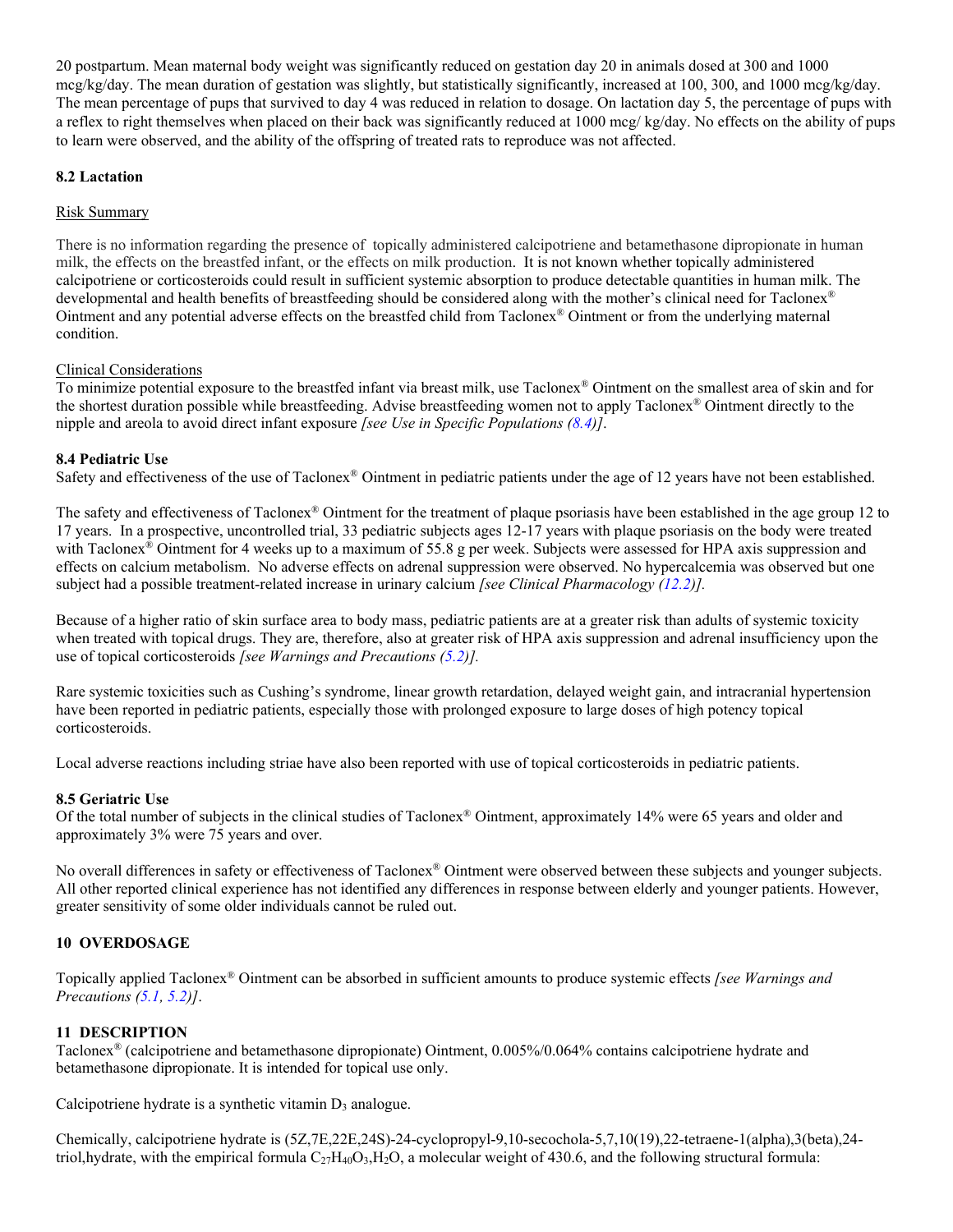20 postpartum. Mean maternal body weight was significantly reduced on gestation day 20 in animals dosed at 300 and 1000 mcg/kg/day. The mean duration of gestation was slightly, but statistically significantly, increased at 100, 300, and 1000 mcg/kg/day. The mean percentage of pups that survived to day 4 was reduced in relation to dosage. On lactation day 5, the percentage of pups with a reflex to right themselves when placed on their back was significantly reduced at 1000 mcg/ kg/day. No effects on the ability of pups to learn were observed, and the ability of the offspring of treated rats to reproduce was not affected.

### 8.2 Lactation

Risk Summary

There is no information regarding the presence of topically administered calcipotriene and betamethasone dipropionate in human milk, the effects on the breastfed infant, or the effects on milk production. It is not known whether topically administered calcipotriene or corticosteroids could result in sufficient systemic absorption to produce detectable quantities in human milk. The developmental and health benefits of breastfeeding should be considered along with the mother's clinical need for Taclonex® Ointment and any potential adverse effects on the breastfed child from Taclonex® Ointment or from the underlying maternal condition.

Clinical Considerations

To minimize potential exposure to the breastfed infant via breast milk, use Taclonex® Ointment on the smallest area of skin and for the shortest duration possible while breastfeeding. Advise breastfeeding women not to apply Taclonex® Ointment directly to the nipple and areola to avoid direct infant exposure *[see Use in Specific Populations (8.4)]*.

### 8.4 Pediatric Use

Safety and effectiveness of the use of Taclonex® Ointment in pediatric patients under the age of 12 years have not been established.

The safety and effectiveness of Taclonex® Ointment for the treatment of plaque psoriasis have been established in the age group 12 to 17 years. In a prospective, uncontrolled trial, 33 pediatric subjects ages 12-17 years with plaque psoriasis on the body were treated with Taclonex® Ointment for 4 weeks up to a maximum of 55.8 g per week. Subjects were assessed for HPA axis suppression and effects on calcium metabolism. No adverse effects on adrenal suppression were observed. No hypercalcemia was observed but one subject had a possible treatment-related increase in urinary calcium *[see Clinical Pharmacology (12.2)].*

Because of a higher ratio of skin surface area to body mass, pediatric patients are at a greater risk than adults of systemic toxicity when treated with topical drugs. They are, therefore, also at greater risk of HPA axis suppression and adrenal insufficiency upon the use of topical corticosteroids *[see Warnings and Precautions (5.2)].*

Rare systemic toxicities such as Cushing's syndrome, linear growth retardation, delayed weight gain, and intracranial hypertension have been reported in pediatric patients, especially those with prolonged exposure to large doses of high potency topical corticosteroids.

Local adverse reactions including striae have also been reported with use of topical corticosteroids in pediatric patients.

### 8.5 Geriatric Use

Of the total number of subjects in the clinical studies of Taclonex® Ointment, approximately 14% were 65 years and older and approximately 3% were 75 years and over.

No overall differences in safety or effectiveness of Taclonex® Ointment were observed between these subjects and younger subjects. All other reported clinical experience has not identified any differences in response between elderly and younger patients. However, greater sensitivity of some older individuals cannot be ruled out.

## 10 OVERDOSAGE

Topically applied Taclonex® Ointment can be absorbed in sufficient amounts to produce systemic effects *[see Warnings and Precautions (5.1, 5.2)]*.

## 11 DESCRIPTION

Taclonex® (calcipotriene and betamethasone dipropionate) Ointment, 0.005%/0.064% contains calcipotriene hydrate and betamethasone dipropionate. It is intended for topical use only.

Calcipotriene hydrate is a synthetic vitamin $D_3$ analogue.

Chemically, calcipotriene hydrate is (5Z,7E,22E,24S)-24-cyclopropyl-9,10-secochola-5,7,10(19),22-tetraene-1(alpha),3(beta),24-triol,hydrate, with the empirical formula $C_{27}H_{40}O_3$,$H_2O$, a molecular weight of 430.6, and the following structural formula: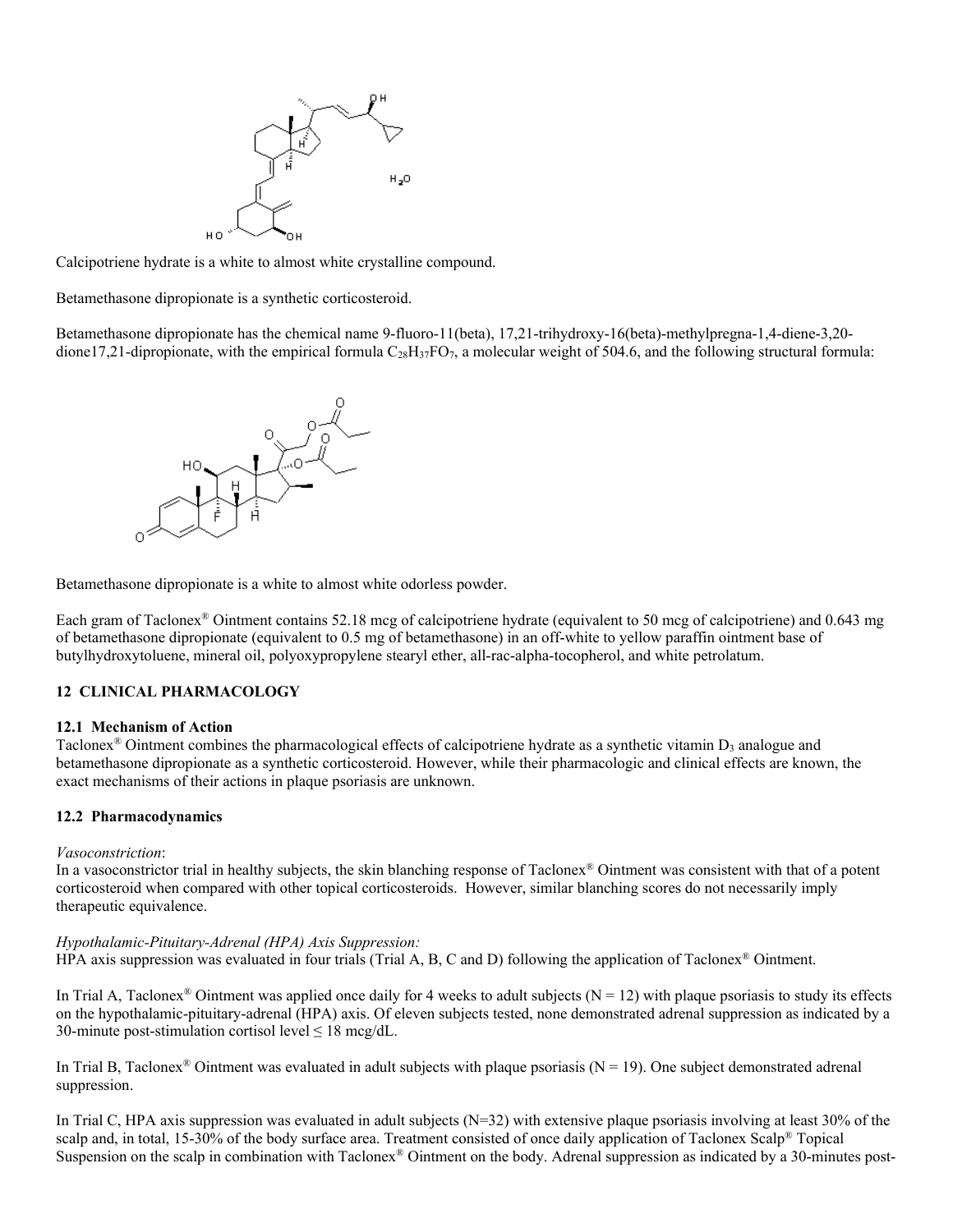Calcipotriene hydrate is a white to almost white crystalline compound.

Betamethasone dipropionate is a synthetic corticosteroid.

Betamethasone dipropionate has the chemical name 9-fluoro-11(beta), 17,21-trihydroxy-16(beta)-methylpregna-1,4-diene-3,20-dione17,21-dipropionate, with the empirical formula $C_{28}H_{37}FO_7$, a molecular weight of 504.6, and the following structural formula:

Betamethasone dipropionate is a white to almost white odorless powder.

Each gram of Taclonex® Ointment contains 52.18 mcg of calcipotriene hydrate (equivalent to 50 mcg of calcipotriene) and 0.643 mg of betamethasone dipropionate (equivalent to 0.5 mg of betamethasone) in an off-white to yellow paraffin ointment base of butylhydroxytoluene, mineral oil, polyoxypropylene stearyl ether, all-rac-alpha-tocopherol, and white petrolatum.

## 12 CLINICAL PHARMACOLOGY

### 12.1 Mechanism of Action

Taclonex® Ointment combines the pharmacological effects of calcipotriene hydrate as a synthetic vitamin $D_3$ analogue and betamethasone dipropionate as a synthetic corticosteroid. However, while their pharmacologic and clinical effects are known, the exact mechanisms of their actions in plaque psoriasis are unknown.

### 12.2 Pharmacodynamics

*Vasoconstriction*:

In a vasoconstrictor trial in healthy subjects, the skin blanching response of Taclonex® Ointment was consistent with that of a potent corticosteroid when compared with other topical corticosteroids. However, similar blanching scores do not necessarily imply therapeutic equivalence.

*Hypothalamic-Pituitary-Adrenal (HPA) Axis Suppression:*

HPA axis suppression was evaluated in four trials (Trial A, B, C and D) following the application of Taclonex® Ointment.

In Trial A, Taclonex® Ointment was applied once daily for 4 weeks to adult subjects (N = 12) with plaque psoriasis to study its effects on the hypothalamic-pituitary-adrenal (HPA) axis. Of eleven subjects tested, none demonstrated adrenal suppression as indicated by a 30-minute post-stimulation cortisol level ≤ 18 mcg/dL.

In Trial B, Taclonex® Ointment was evaluated in adult subjects with plaque psoriasis (N = 19). One subject demonstrated adrenal suppression.

In Trial C, HPA axis suppression was evaluated in adult subjects (N=32) with extensive plaque psoriasis involving at least 30% of the scalp and, in total, 15-30% of the body surface area. Treatment consisted of once daily application of Taclonex Scalp® Topical Suspension on the scalp in combination with Taclonex® Ointment on the body. Adrenal suppression as indicated by a 30-minutes post-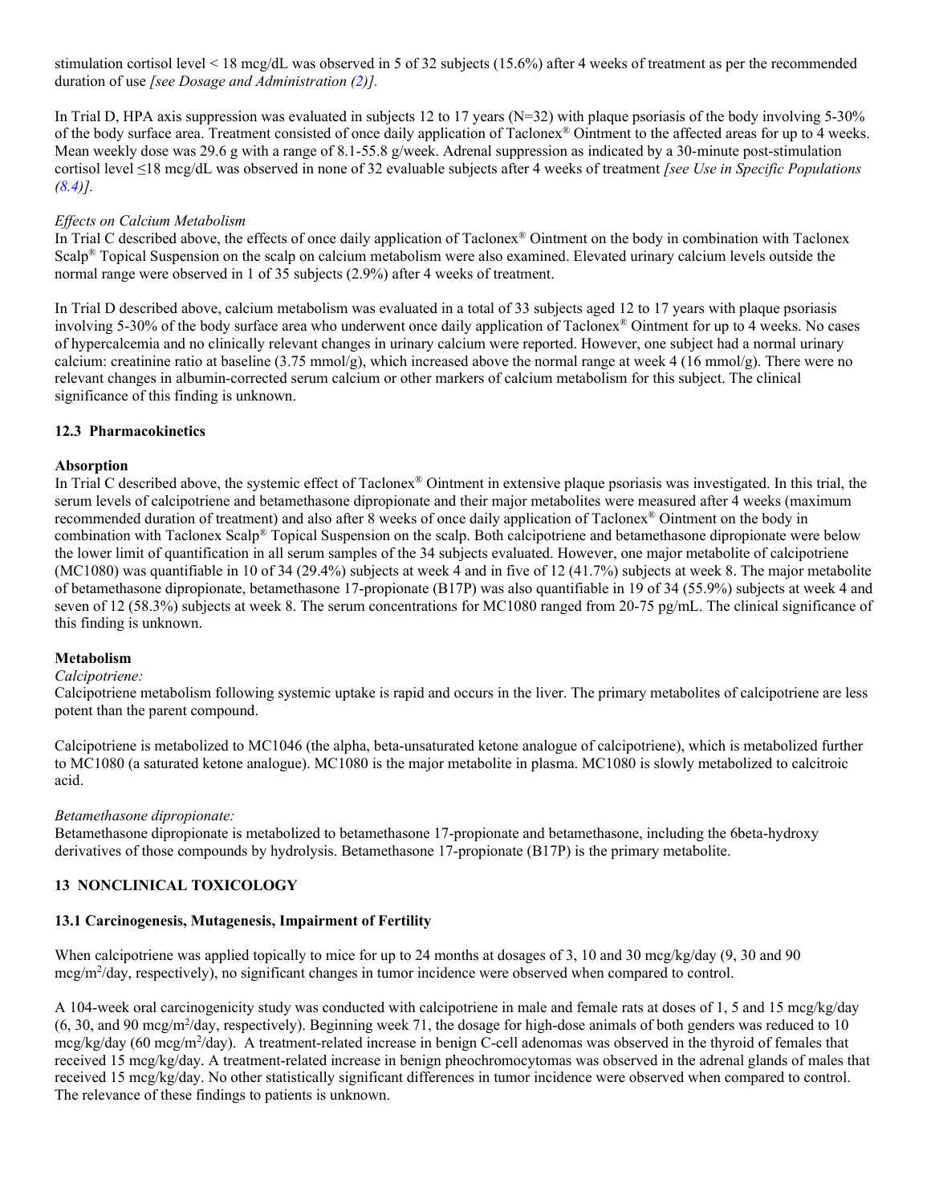stimulation cortisol level < 18 mcg/dL was observed in 5 of 32 subjects (15.6%) after 4 weeks of treatment as per the recommended duration of use *[see Dosage and Administration (2)].*

In Trial D, HPA axis suppression was evaluated in subjects 12 to 17 years (N=32) with plaque psoriasis of the body involving 5-30% of the body surface area. Treatment consisted of once daily application of Taclonex® Ointment to the affected areas for up to 4 weeks. Mean weekly dose was 29.6 g with a range of 8.1-55.8 g/week. Adrenal suppression as indicated by a 30-minute post-stimulation cortisol level ≤18 mcg/dL was observed in none of 32 evaluable subjects after 4 weeks of treatment *[see Use in Specific Populations (8.4)].*

*Effects on Calcium Metabolism*

In Trial C described above, the effects of once daily application of Taclonex® Ointment on the body in combination with Taclonex Scalp® Topical Suspension on the scalp on calcium metabolism were also examined. Elevated urinary calcium levels outside the normal range were observed in 1 of 35 subjects (2.9%) after 4 weeks of treatment.

In Trial D described above, calcium metabolism was evaluated in a total of 33 subjects aged 12 to 17 years with plaque psoriasis involving 5-30% of the body surface area who underwent once daily application of Taclonex® Ointment for up to 4 weeks. No cases of hypercalcemia and no clinically relevant changes in urinary calcium were reported. However, one subject had a normal urinary calcium: creatinine ratio at baseline (3.75 mmol/g), which increased above the normal range at week 4 (16 mmol/g). There were no relevant changes in albumin-corrected serum calcium or other markers of calcium metabolism for this subject. The clinical significance of this finding is unknown.

### 12.3 Pharmacokinetics

**Absorption**

In Trial C described above, the systemic effect of Taclonex® Ointment in extensive plaque psoriasis was investigated. In this trial, the serum levels of calcipotriene and betamethasone dipropionate and their major metabolites were measured after 4 weeks (maximum recommended duration of treatment) and also after 8 weeks of once daily application of Taclonex® Ointment on the body in combination with Taclonex Scalp® Topical Suspension on the scalp. Both calcipotriene and betamethasone dipropionate were below the lower limit of quantification in all serum samples of the 34 subjects evaluated. However, one major metabolite of calcipotriene (MC1080) was quantifiable in 10 of 34 (29.4%) subjects at week 4 and in five of 12 (41.7%) subjects at week 8. The major metabolite of betamethasone dipropionate, betamethasone 17-propionate (B17P) was also quantifiable in 19 of 34 (55.9%) subjects at week 4 and seven of 12 (58.3%) subjects at week 8. The serum concentrations for MC1080 ranged from 20-75 pg/mL. The clinical significance of this finding is unknown.

**Metabolism**

*Calcipotriene:*

Calcipotriene metabolism following systemic uptake is rapid and occurs in the liver. The primary metabolites of calcipotriene are less potent than the parent compound.

Calcipotriene is metabolized to MC1046 (the alpha, beta-unsaturated ketone analogue of calcipotriene), which is metabolized further to MC1080 (a saturated ketone analogue). MC1080 is the major metabolite in plasma. MC1080 is slowly metabolized to calcitroic acid.

*Betamethasone dipropionate:*

Betamethasone dipropionate is metabolized to betamethasone 17-propionate and betamethasone, including the 6beta-hydroxy derivatives of those compounds by hydrolysis. Betamethasone 17-propionate (B17P) is the primary metabolite.

## 13 NONCLINICAL TOXICOLOGY

### 13.1 Carcinogenesis, Mutagenesis, Impairment of Fertility

When calcipotriene was applied topically to mice for up to 24 months at dosages of 3, 10 and 30 mcg/kg/day (9, 30 and 90 mcg/m$^2$/day, respectively), no significant changes in tumor incidence were observed when compared to control.

A 104-week oral carcinogenicity study was conducted with calcipotriene in male and female rats at doses of 1, 5 and 15 mcg/kg/day (6, 30, and 90 mcg/m$^2$/day, respectively). Beginning week 71, the dosage for high-dose animals of both genders was reduced to 10 mcg/kg/day (60 mcg/m$^2$/day). A treatment-related increase in benign C-cell adenomas was observed in the thyroid of females that received 15 mcg/kg/day. A treatment-related increase in benign pheochromocytomas was observed in the adrenal glands of males that received 15 mcg/kg/day. No other statistically significant differences in tumor incidence were observed when compared to control. The relevance of these findings to patients is unknown.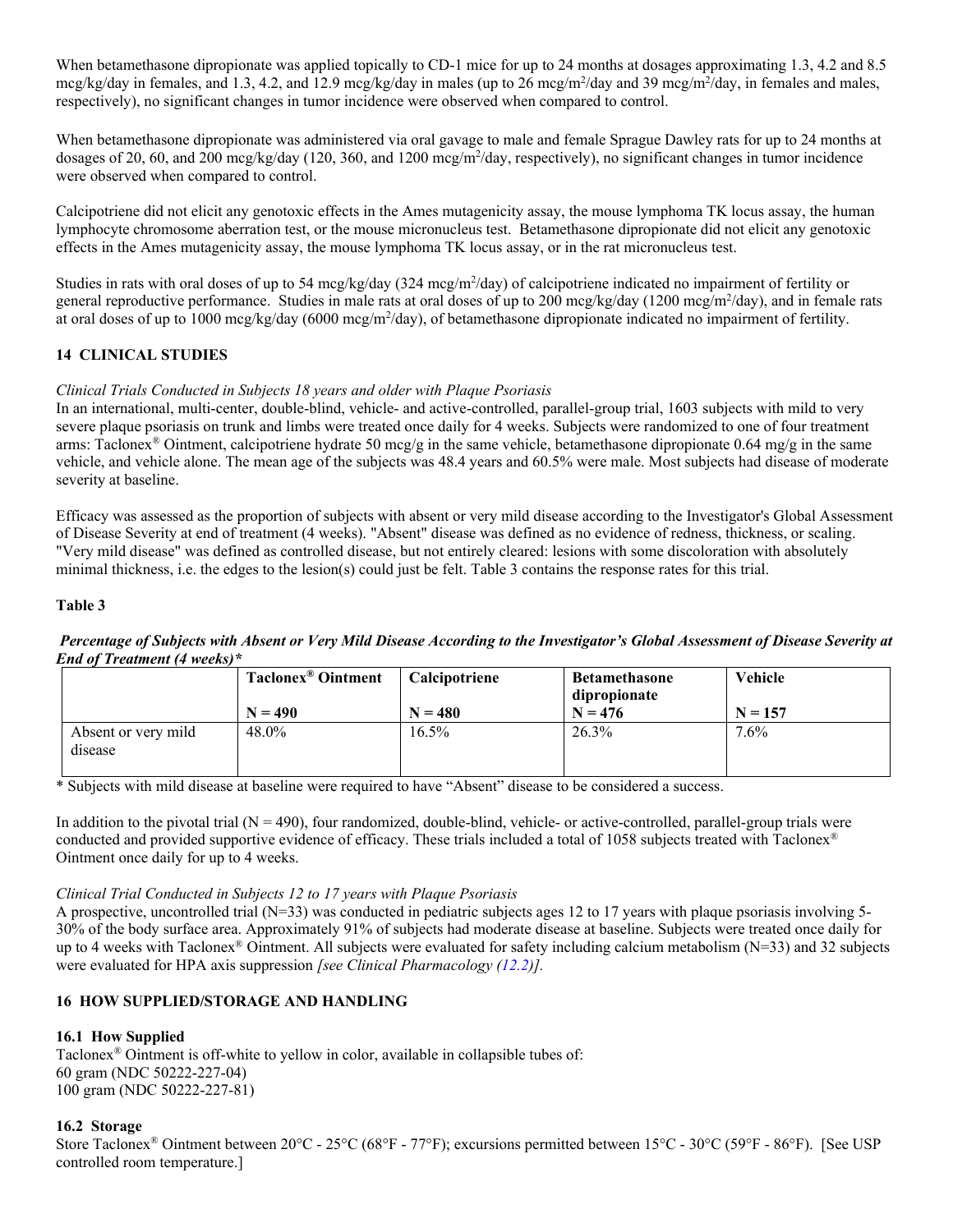When betamethasone dipropionate was applied topically to CD-1 mice for up to 24 months at dosages approximating 1.3, 4.2 and 8.5 mcg/kg/day in females, and 1.3, 4.2, and 12.9 mcg/kg/day in males (up to 26 mcg/m$^2$/day and 39 mcg/m$^2$/day, in females and males, respectively), no significant changes in tumor incidence were observed when compared to control.

When betamethasone dipropionate was administered via oral gavage to male and female Sprague Dawley rats for up to 24 months at dosages of 20, 60, and 200 mcg/kg/day (120, 360, and 1200 mcg/m$^2$/day, respectively), no significant changes in tumor incidence were observed when compared to control.

Calcipotriene did not elicit any genotoxic effects in the Ames mutagenicity assay, the mouse lymphoma TK locus assay, the human lymphocyte chromosome aberration test, or the mouse micronucleus test. Betamethasone dipropionate did not elicit any genotoxic effects in the Ames mutagenicity assay, the mouse lymphoma TK locus assay, or in the rat micronucleus test.

Studies in rats with oral doses of up to 54 mcg/kg/day (324 mcg/m$^2$/day) of calcipotriene indicated no impairment of fertility or general reproductive performance. Studies in male rats at oral doses of up to 200 mcg/kg/day (1200 mcg/m$^2$/day), and in female rats at oral doses of up to 1000 mcg/kg/day (6000 mcg/m$^2$/day), of betamethasone dipropionate indicated no impairment of fertility.

## 14 CLINICAL STUDIES

*Clinical Trials Conducted in Subjects 18 years and older with Plaque Psoriasis*

In an international, multi-center, double-blind, vehicle- and active-controlled, parallel-group trial, 1603 subjects with mild to very severe plaque psoriasis on trunk and limbs were treated once daily for 4 weeks. Subjects were randomized to one of four treatment arms: Taclonex® Ointment, calcipotriene hydrate 50 mcg/g in the same vehicle, betamethasone dipropionate 0.64 mg/g in the same vehicle, and vehicle alone. The mean age of the subjects was 48.4 years and 60.5% were male. Most subjects had disease of moderate severity at baseline.

Efficacy was assessed as the proportion of subjects with absent or very mild disease according to the Investigator's Global Assessment of Disease Severity at end of treatment (4 weeks). "Absent" disease was defined as no evidence of redness, thickness, or scaling. "Very mild disease" was defined as controlled disease, but not entirely cleared: lesions with some discoloration with absolutely minimal thickness, i.e. the edges to the lesion(s) could just be felt. Table 3 contains the response rates for this trial.

**Table 3**

***Percentage of Subjects with Absent or Very Mild Disease According to the Investigator's Global Assessment of Disease Severity at End of Treatment (4 weeks)\****

| | Taclonex® Ointment N = 490 | Calcipotriene N = 480 | Betamethasone dipropionate N = 476 | Vehicle N = 157 |
|---|---|---|---|---|
| Absent or very mild disease | 48.0% | 16.5% | 26.3% | 7.6% |

\* Subjects with mild disease at baseline were required to have "Absent" disease to be considered a success.

In addition to the pivotal trial (N = 490), four randomized, double-blind, vehicle- or active-controlled, parallel-group trials were conducted and provided supportive evidence of efficacy. These trials included a total of 1058 subjects treated with Taclonex® Ointment once daily for up to 4 weeks.

*Clinical Trial Conducted in Subjects 12 to 17 years with Plaque Psoriasis*

A prospective, uncontrolled trial (N=33) was conducted in pediatric subjects ages 12 to 17 years with plaque psoriasis involving 5-30% of the body surface area. Approximately 91% of subjects had moderate disease at baseline. Subjects were treated once daily for up to 4 weeks with Taclonex® Ointment. All subjects were evaluated for safety including calcium metabolism (N=33) and 32 subjects were evaluated for HPA axis suppression *[see Clinical Pharmacology (12.2)].*

## 16 HOW SUPPLIED/STORAGE AND HANDLING

### 16.1 How Supplied

Taclonex® Ointment is off-white to yellow in color, available in collapsible tubes of:
60 gram (NDC 50222-227-04)
100 gram (NDC 50222-227-81)

### 16.2 Storage

Store Taclonex® Ointment between 20°C - 25°C (68°F - 77°F); excursions permitted between 15°C - 30°C (59°F - 86°F). [See USP controlled room temperature.]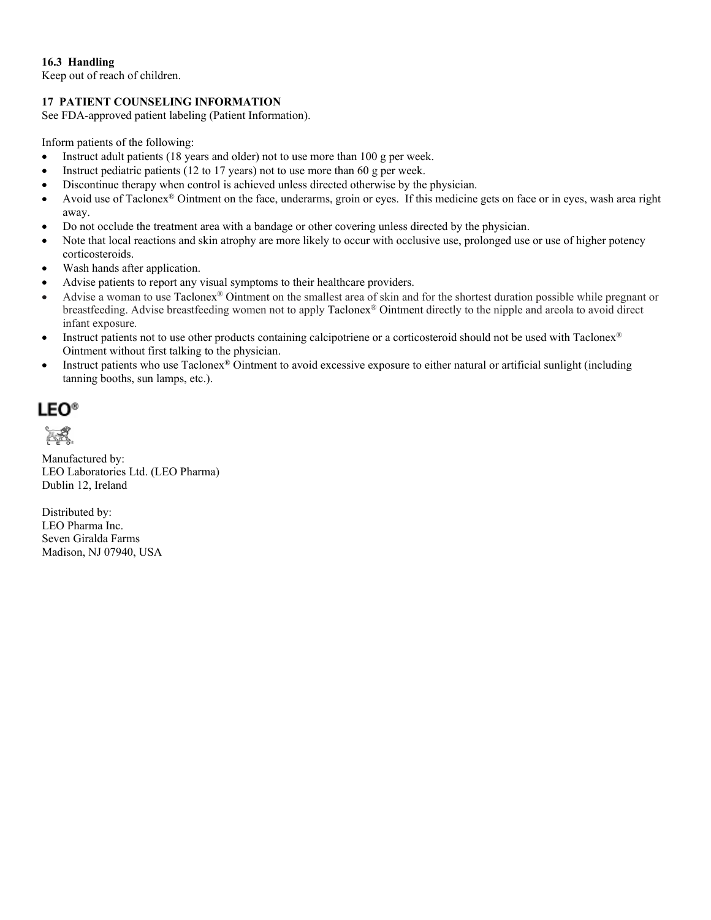### 16.3 Handling

Keep out of reach of children.

## 17 PATIENT COUNSELING INFORMATION

See FDA-approved patient labeling (Patient Information).

Inform patients of the following:

- Instruct adult patients (18 years and older) not to use more than 100 g per week.
- Instruct pediatric patients (12 to 17 years) not to use more than 60 g per week.
- Discontinue therapy when control is achieved unless directed otherwise by the physician.
- Avoid use of Taclonex® Ointment on the face, underarms, groin or eyes. If this medicine gets on face or in eyes, wash area right away.
- Do not occlude the treatment area with a bandage or other covering unless directed by the physician.
- Note that local reactions and skin atrophy are more likely to occur with occlusive use, prolonged use or use of higher potency corticosteroids.
- Wash hands after application.
- Advise patients to report any visual symptoms to their healthcare providers.
- Advise a woman to use Taclonex® Ointment on the smallest area of skin and for the shortest duration possible while pregnant or breastfeeding. Advise breastfeeding women not to apply Taclonex® Ointment directly to the nipple and areola to avoid direct infant exposure.
- Instruct patients not to use other products containing calcipotriene or a corticosteroid should not be used with Taclonex® Ointment without first talking to the physician.
- Instruct patients who use Taclonex® Ointment to avoid excessive exposure to either natural or artificial sunlight (including tanning booths, sun lamps, etc.).

LEO®

Manufactured by:
LEO Laboratories Ltd. (LEO Pharma)
Dublin 12, Ireland

Distributed by:
LEO Pharma Inc.
Seven Giralda Farms
Madison, NJ 07940, USA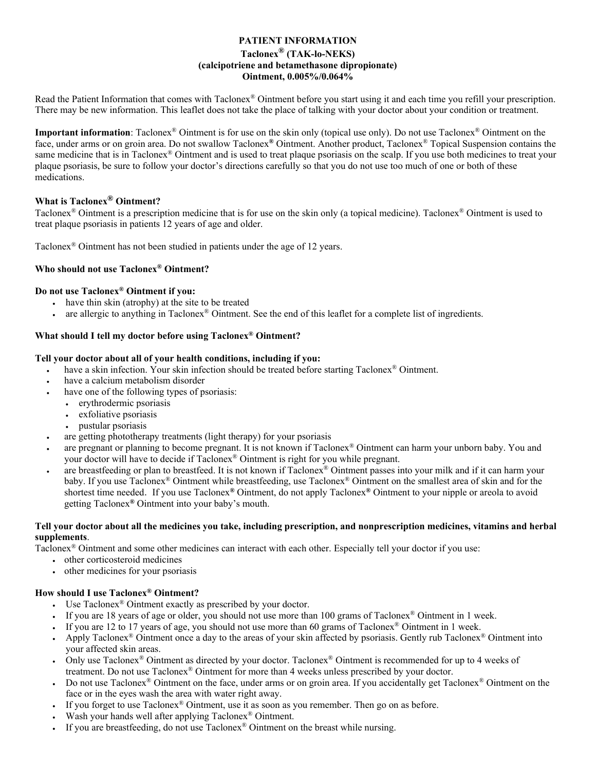# PATIENT INFORMATION

**Taclonex® (TAK-lo-NEKS)**
**(calcipotriene and betamethasone dipropionate)**
**Ointment, 0.005%/0.064%**

Read the Patient Information that comes with Taclonex® Ointment before you start using it and each time you refill your prescription. There may be new information. This leaflet does not take the place of talking with your doctor about your condition or treatment.

**Important information**: Taclonex® Ointment is for use on the skin only (topical use only). Do not use Taclonex® Ointment on the face, under arms or on groin area. Do not swallow Taclonex® Ointment. Another product, Taclonex® Topical Suspension contains the same medicine that is in Taclonex® Ointment and is used to treat plaque psoriasis on the scalp. If you use both medicines to treat your plaque psoriasis, be sure to follow your doctor's directions carefully so that you do not use too much of one or both of these medications.

## What is Taclonex® Ointment?

Taclonex® Ointment is a prescription medicine that is for use on the skin only (a topical medicine). Taclonex® Ointment is used to treat plaque psoriasis in patients 12 years of age and older.

Taclonex® Ointment has not been studied in patients under the age of 12 years.

## Who should not use Taclonex® Ointment?

**Do not use Taclonex® Ointment if you:**

- have thin skin (atrophy) at the site to be treated
- are allergic to anything in Taclonex® Ointment. See the end of this leaflet for a complete list of ingredients.

## What should I tell my doctor before using Taclonex® Ointment?

**Tell your doctor about all of your health conditions, including if you:**

- have a skin infection. Your skin infection should be treated before starting Taclonex® Ointment.
- have a calcium metabolism disorder
- have one of the following types of psoriasis:
  - erythrodermic psoriasis
  - exfoliative psoriasis
  - pustular psoriasis
- are getting phototherapy treatments (light therapy) for your psoriasis
- are pregnant or planning to become pregnant. It is not known if Taclonex® Ointment can harm your unborn baby. You and your doctor will have to decide if Taclonex® Ointment is right for you while pregnant.
- are breastfeeding or plan to breastfeed. It is not known if Taclonex® Ointment passes into your milk and if it can harm your baby. If you use Taclonex® Ointment while breastfeeding, use Taclonex® Ointment on the smallest area of skin and for the shortest time needed. If you use Taclonex® Ointment, do not apply Taclonex® Ointment to your nipple or areola to avoid getting Taclonex® Ointment into your baby's mouth.

**Tell your doctor about all the medicines you take, including prescription, and nonprescription medicines, vitamins and herbal supplements**.

Taclonex® Ointment and some other medicines can interact with each other. Especially tell your doctor if you use:

- other corticosteroid medicines
- other medicines for your psoriasis

## How should I use Taclonex® Ointment?

- Use Taclonex® Ointment exactly as prescribed by your doctor.
- If you are 18 years of age or older, you should not use more than 100 grams of Taclonex® Ointment in 1 week.
- If you are 12 to 17 years of age, you should not use more than 60 grams of Taclonex® Ointment in 1 week.
- Apply Taclonex® Ointment once a day to the areas of your skin affected by psoriasis. Gently rub Taclonex® Ointment into your affected skin areas.
- Only use Taclonex® Ointment as directed by your doctor. Taclonex® Ointment is recommended for up to 4 weeks of treatment. Do not use Taclonex® Ointment for more than 4 weeks unless prescribed by your doctor.
- Do not use Taclonex® Ointment on the face, under arms or on groin area. If you accidentally get Taclonex® Ointment on the face or in the eyes wash the area with water right away.
- If you forget to use Taclonex® Ointment, use it as soon as you remember. Then go on as before.
- Wash your hands well after applying Taclonex® Ointment.
- If you are breastfeeding, do not use Taclonex® Ointment on the breast while nursing.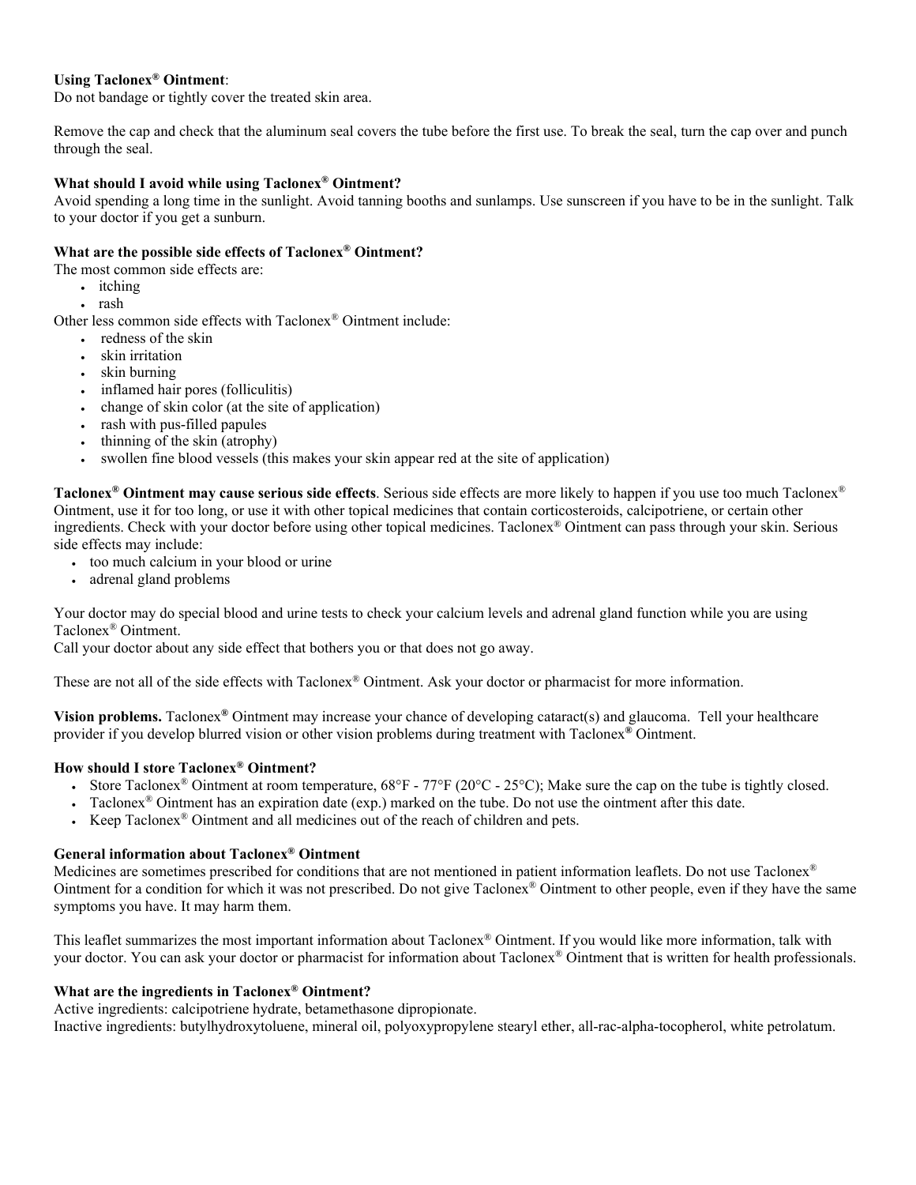**Using Taclonex® Ointment**:
Do not bandage or tightly cover the treated skin area.

Remove the cap and check that the aluminum seal covers the tube before the first use. To break the seal, turn the cap over and punch through the seal.

**What should I avoid while using Taclonex® Ointment?**
Avoid spending a long time in the sunlight. Avoid tanning booths and sunlamps. Use sunscreen if you have to be in the sunlight. Talk to your doctor if you get a sunburn.

**What are the possible side effects of Taclonex® Ointment?**
The most common side effects are:

- itching
- rash

Other less common side effects with Taclonex® Ointment include:

- redness of the skin
- skin irritation
- skin burning
- inflamed hair pores (folliculitis)
- change of skin color (at the site of application)
- rash with pus-filled papules
- thinning of the skin (atrophy)
- swollen fine blood vessels (this makes your skin appear red at the site of application)

**Taclonex® Ointment may cause serious side effects**. Serious side effects are more likely to happen if you use too much Taclonex® Ointment, use it for too long, or use it with other topical medicines that contain corticosteroids, calcipotriene, or certain other ingredients. Check with your doctor before using other topical medicines. Taclonex® Ointment can pass through your skin. Serious side effects may include:

- too much calcium in your blood or urine
- adrenal gland problems

Your doctor may do special blood and urine tests to check your calcium levels and adrenal gland function while you are using Taclonex® Ointment.
Call your doctor about any side effect that bothers you or that does not go away.

These are not all of the side effects with Taclonex® Ointment. Ask your doctor or pharmacist for more information.

**Vision problems.** Taclonex® Ointment may increase your chance of developing cataract(s) and glaucoma. Tell your healthcare provider if you develop blurred vision or other vision problems during treatment with Taclonex® Ointment.

**How should I store Taclonex® Ointment?**

- Store Taclonex® Ointment at room temperature, 68°F - 77°F (20°C - 25°C); Make sure the cap on the tube is tightly closed.
- Taclonex® Ointment has an expiration date (exp.) marked on the tube. Do not use the ointment after this date.
- Keep Taclonex® Ointment and all medicines out of the reach of children and pets.

**General information about Taclonex® Ointment**
Medicines are sometimes prescribed for conditions that are not mentioned in patient information leaflets. Do not use Taclonex® Ointment for a condition for which it was not prescribed. Do not give Taclonex® Ointment to other people, even if they have the same symptoms you have. It may harm them.

This leaflet summarizes the most important information about Taclonex® Ointment. If you would like more information, talk with your doctor. You can ask your doctor or pharmacist for information about Taclonex® Ointment that is written for health professionals.

**What are the ingredients in Taclonex® Ointment?**
Active ingredients: calcipotriene hydrate, betamethasone dipropionate.
Inactive ingredients: butylhydroxytoluene, mineral oil, polyoxypropylene stearyl ether, all-rac-alpha-tocopherol, white petrolatum.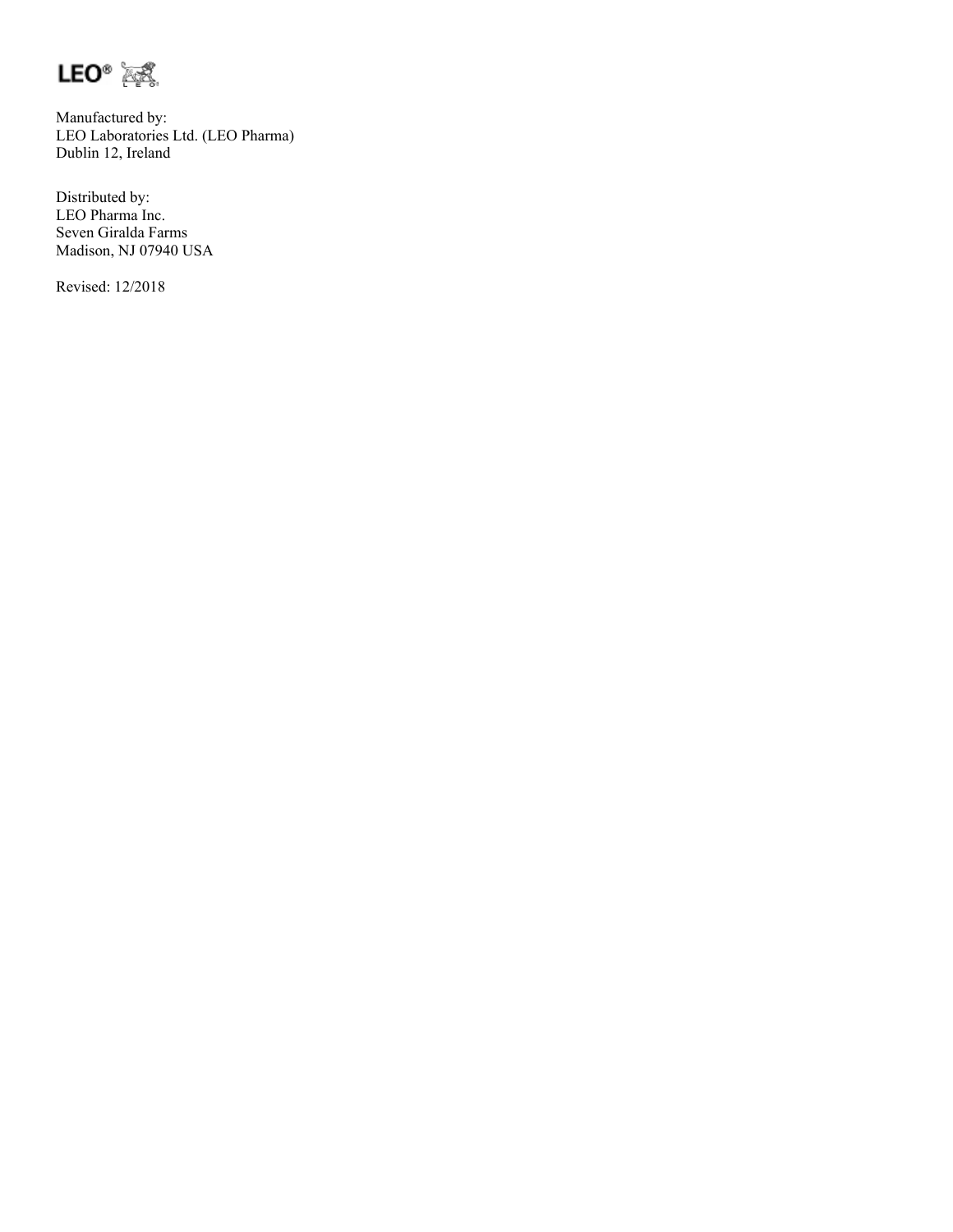LEO®

Manufactured by:
LEO Laboratories Ltd. (LEO Pharma)
Dublin 12, Ireland

Distributed by:
LEO Pharma Inc.
Seven Giralda Farms
Madison, NJ 07940 USA

Revised: 12/2018